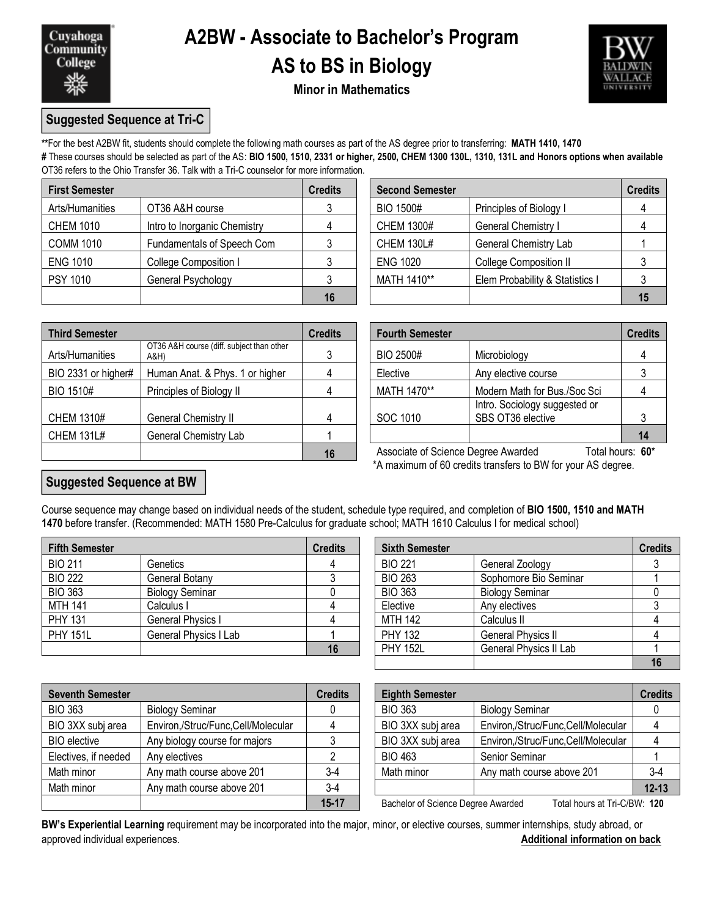# A2BW - Associate to Bachelor's Program

## AS to BS in Biology

### Minor in Mathematics

## Suggested Sequence at Tri-C

**For the best A2BW fit, students should complete the following math courses as part of the AS degree prior to transferring: **MATH 1410, 1470**

# These courses should be selected as part of the AS: **BIO 1500, 1510, 2331 or higher, 2500, CHEM 1300 130L, 1310, 131L and Honors options when available**

OT36 refers to the Ohio Transfer 36. Talk with a Tri-C counselor for more information.

| First Semester | | Credits |
|---|---|---|
| Arts/Humanities | OT36 A&H course | 3 |
| CHEM 1010 | Intro to Inorganic Chemistry | 4 |
| COMM 1010 | Fundamentals of Speech Com | 3 |
| ENG 1010 | College Composition I | 3 |
| PSY 1010 | General Psychology | 3 |
| | | **16** |

| Second Semester | | Credits |
|---|---|---|
| BIO 1500# | Principles of Biology I | 4 |
| CHEM 1300# | General Chemistry I | 4 |
| CHEM 130L# | General Chemistry Lab | 1 |
| ENG 1020 | College Composition II | 3 |
| MATH 1410** | Elem Probability & Statistics I | 3 |
| | | **15** |

| Third Semester | | Credits |
|---|---|---|
| Arts/Humanities | OT36 A&H course (diff. subject than other A&H) | 3 |
| BIO 2331 or higher# | Human Anat. & Phys. 1 or higher | 4 |
| BIO 1510# | Principles of Biology II | 4 |
| CHEM 1310# | General Chemistry II | 4 |
| CHEM 131L# | General Chemistry Lab | 1 |
| | | **16** |

| Fourth Semester | | Credits |
|---|---|---|
| BIO 2500# | Microbiology | 4 |
| Elective | Any elective course | 3 |
| MATH 1470** | Modern Math for Bus./Soc Sci | 4 |
| SOC 1010 | Intro. Sociology suggested or SBS OT36 elective | 3 |
| | | **14** |

Associate of Science Degree Awarded    Total hours: **60***

*A maximum of 60 credits transfers to BW for your AS degree.

## Suggested Sequence at BW

Course sequence may change based on individual needs of the student, schedule type required, and completion of **BIO 1500, 1510 and MATH 1470** before transfer. (Recommended: MATH 1580 Pre-Calculus for graduate school; MATH 1610 Calculus I for medical school)

| Fifth Semester | | Credits |
|---|---|---|
| BIO 211 | Genetics | 4 |
| BIO 222 | General Botany | 3 |
| BIO 363 | Biology Seminar | 0 |
| MTH 141 | Calculus I | 4 |
| PHY 131 | General Physics I | 4 |
| PHY 151L | General Physics I Lab | 1 |
| | | **16** |

| Sixth Semester | | Credits |
|---|---|---|
| BIO 221 | General Zoology | 3 |
| BIO 263 | Sophomore Bio Seminar | 1 |
| BIO 363 | Biology Seminar | 0 |
| Elective | Any electives | 3 |
| MTH 142 | Calculus II | 4 |
| PHY 132 | General Physics II | 4 |
| PHY 152L | General Physics II Lab | 1 |
| | | **16** |

| Seventh Semester | | Credits |
|---|---|---|
| BIO 363 | Biology Seminar | 0 |
| BIO 3XX subj area | Environ,/Struc/Func,Cell/Molecular | 4 |
| BIO elective | Any biology course for majors | 3 |
| Electives, if needed | Any electives | 2 |
| Math minor | Any math course above 201 | 3-4 |
| Math minor | Any math course above 201 | 3-4 |
| | | **15-17** |

| Eighth Semester | | Credits |
|---|---|---|
| BIO 363 | Biology Seminar | 0 |
| BIO 3XX subj area | Environ,/Struc/Func,Cell/Molecular | 4 |
| BIO 3XX subj area | Environ,/Struc/Func,Cell/Molecular | 4 |
| BIO 463 | Senior Seminar | 1 |
| Math minor | Any math course above 201 | 3-4 |
| | | **12-13** |

Bachelor of Science Degree Awarded    Total hours at Tri-C/BW: **120**

**BW's Experiential Learning** requirement may be incorporated into the major, minor, or elective courses, summer internships, study abroad, or approved individual experiences.

**Additional information on back**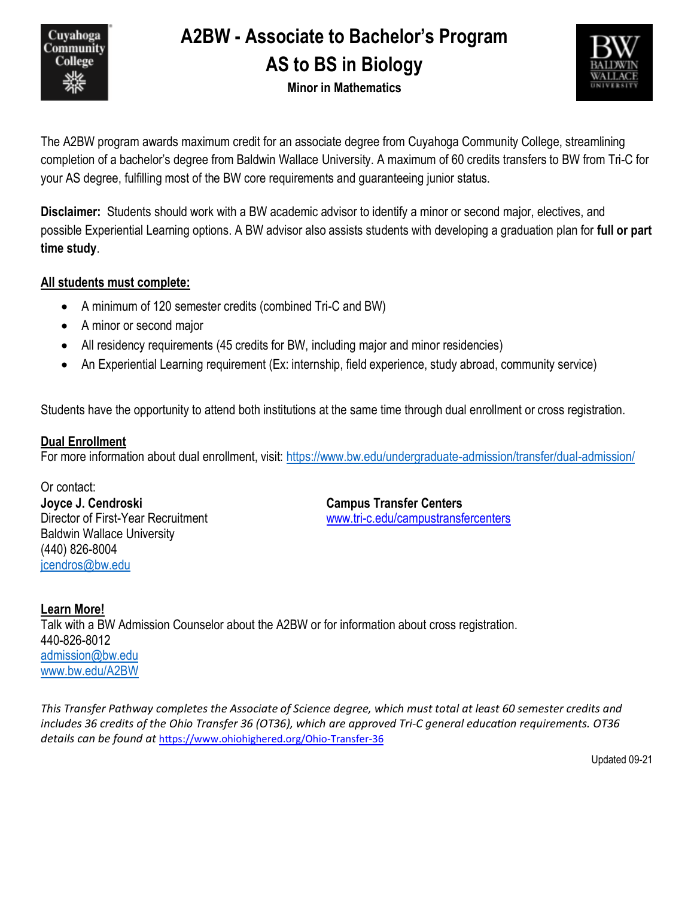# A2BW - Associate to Bachelor's Program
## AS to BS in Biology
### Minor in Mathematics

The A2BW program awards maximum credit for an associate degree from Cuyahoga Community College, streamlining completion of a bachelor's degree from Baldwin Wallace University. A maximum of 60 credits transfers to BW from Tri-C for your AS degree, fulfilling most of the BW core requirements and guaranteeing junior status.

**Disclaimer:** Students should work with a BW academic advisor to identify a minor or second major, electives, and possible Experiential Learning options. A BW advisor also assists students with developing a graduation plan for **full or part time study**.

**All students must complete:**

- A minimum of 120 semester credits (combined Tri-C and BW)
- A minor or second major
- All residency requirements (45 credits for BW, including major and minor residencies)
- An Experiential Learning requirement (Ex: internship, field experience, study abroad, community service)

Students have the opportunity to attend both institutions at the same time through dual enrollment or cross registration.

**Dual Enrollment**
For more information about dual enrollment, visit: https://www.bw.edu/undergraduate-admission/transfer/dual-admission/

Or contact:
**Joyce J. Cendroski**
Director of First-Year Recruitment
Baldwin Wallace University
(440) 826-8004
jcendros@bw.edu

**Campus Transfer Centers**
www.tri-c.edu/campustransfercenters

**Learn More!**
Talk with a BW Admission Counselor about the A2BW or for information about cross registration.
440-826-8012
admission@bw.edu
www.bw.edu/A2BW

*This Transfer Pathway completes the Associate of Science degree, which must total at least 60 semester credits and includes 36 credits of the Ohio Transfer 36 (OT36), which are approved Tri-C general education requirements. OT36 details can be found at* https://www.ohiohighered.org/Ohio-Transfer-36

Updated 09-21